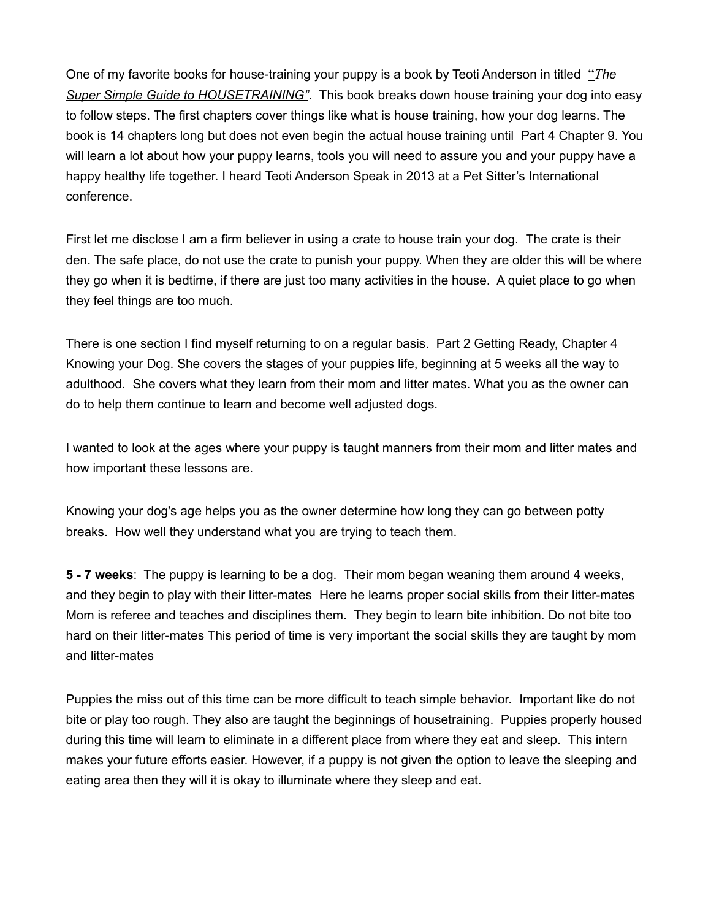One of my favorite books for house-training your puppy is a book by Teoti Anderson in titled "*The Super Simple Guide to HOUSETRAINING"*. This book breaks down house training your dog into easy to follow steps. The first chapters cover things like what is house training, how your dog learns. The book is 14 chapters long but does not even begin the actual house training until Part 4 Chapter 9. You will learn a lot about how your puppy learns, tools you will need to assure you and your puppy have a happy healthy life together. I heard Teoti Anderson Speak in 2013 at a Pet Sitter's International conference.

First let me disclose I am a firm believer in using a crate to house train your dog. The crate is their den. The safe place, do not use the crate to punish your puppy. When they are older this will be where they go when it is bedtime, if there are just too many activities in the house. A quiet place to go when they feel things are too much.

There is one section I find myself returning to on a regular basis. Part 2 Getting Ready, Chapter 4 Knowing your Dog. She covers the stages of your puppies life, beginning at 5 weeks all the way to adulthood. She covers what they learn from their mom and litter mates. What you as the owner can do to help them continue to learn and become well adjusted dogs.

I wanted to look at the ages where your puppy is taught manners from their mom and litter mates and how important these lessons are.

Knowing your dog's age helps you as the owner determine how long they can go between potty breaks. How well they understand what you are trying to teach them.

**5 - 7 weeks**: The puppy is learning to be a dog. Their mom began weaning them around 4 weeks, and they begin to play with their litter-mates Here he learns proper social skills from their litter-mates Mom is referee and teaches and disciplines them. They begin to learn bite inhibition. Do not bite too hard on their litter-mates This period of time is very important the social skills they are taught by mom and litter-mates

Puppies the miss out of this time can be more difficult to teach simple behavior. Important like do not bite or play too rough. They also are taught the beginnings of housetraining. Puppies properly housed during this time will learn to eliminate in a different place from where they eat and sleep. This intern makes your future efforts easier. However, if a puppy is not given the option to leave the sleeping and eating area then they will it is okay to illuminate where they sleep and eat.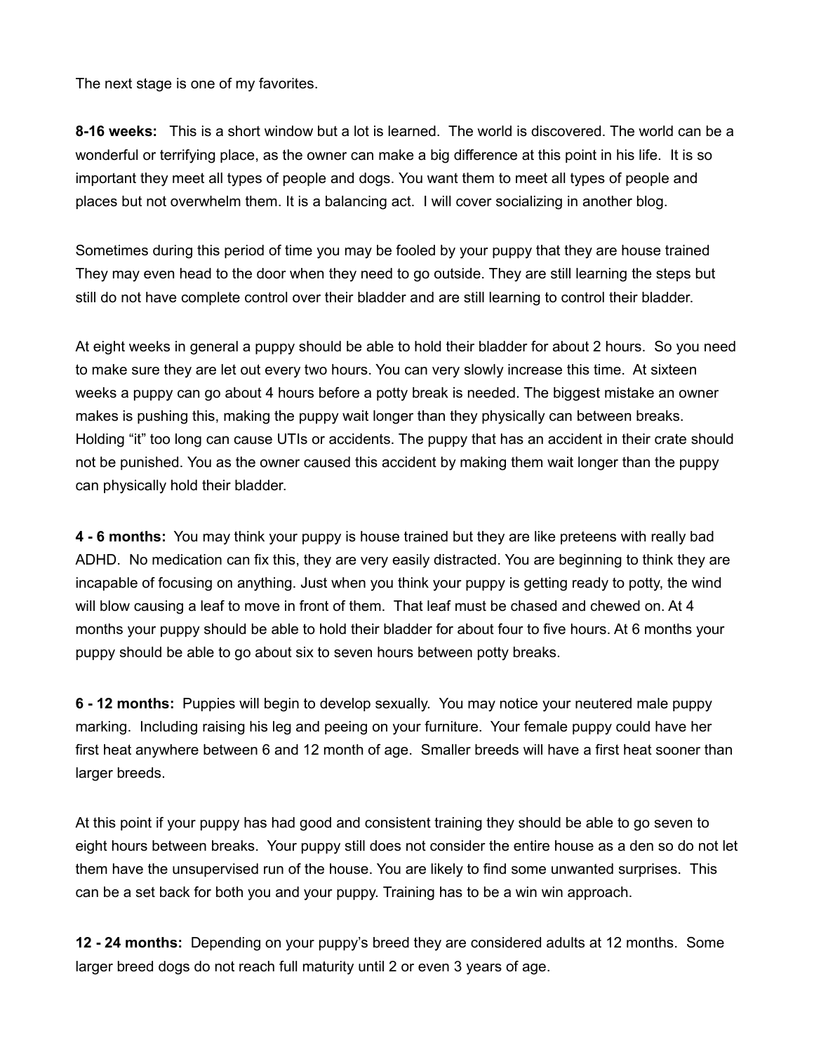The next stage is one of my favorites.

**8-16 weeks:** This is a short window but a lot is learned. The world is discovered. The world can be a wonderful or terrifying place, as the owner can make a big difference at this point in his life. It is so important they meet all types of people and dogs. You want them to meet all types of people and places but not overwhelm them. It is a balancing act. I will cover socializing in another blog.

Sometimes during this period of time you may be fooled by your puppy that they are house trained They may even head to the door when they need to go outside. They are still learning the steps but still do not have complete control over their bladder and are still learning to control their bladder.

At eight weeks in general a puppy should be able to hold their bladder for about 2 hours. So you need to make sure they are let out every two hours. You can very slowly increase this time. At sixteen weeks a puppy can go about 4 hours before a potty break is needed. The biggest mistake an owner makes is pushing this, making the puppy wait longer than they physically can between breaks. Holding "it" too long can cause UTIs or accidents. The puppy that has an accident in their crate should not be punished. You as the owner caused this accident by making them wait longer than the puppy can physically hold their bladder.

**4 - 6 months:** You may think your puppy is house trained but they are like preteens with really bad ADHD. No medication can fix this, they are very easily distracted. You are beginning to think they are incapable of focusing on anything. Just when you think your puppy is getting ready to potty, the wind will blow causing a leaf to move in front of them. That leaf must be chased and chewed on. At 4 months your puppy should be able to hold their bladder for about four to five hours. At 6 months your puppy should be able to go about six to seven hours between potty breaks.

**6 - 12 months:** Puppies will begin to develop sexually. You may notice your neutered male puppy marking. Including raising his leg and peeing on your furniture. Your female puppy could have her first heat anywhere between 6 and 12 month of age. Smaller breeds will have a first heat sooner than larger breeds.

At this point if your puppy has had good and consistent training they should be able to go seven to eight hours between breaks. Your puppy still does not consider the entire house as a den so do not let them have the unsupervised run of the house. You are likely to find some unwanted surprises. This can be a set back for both you and your puppy. Training has to be a win win approach.

**12 - 24 months:** Depending on your puppy's breed they are considered adults at 12 months. Some larger breed dogs do not reach full maturity until 2 or even 3 years of age.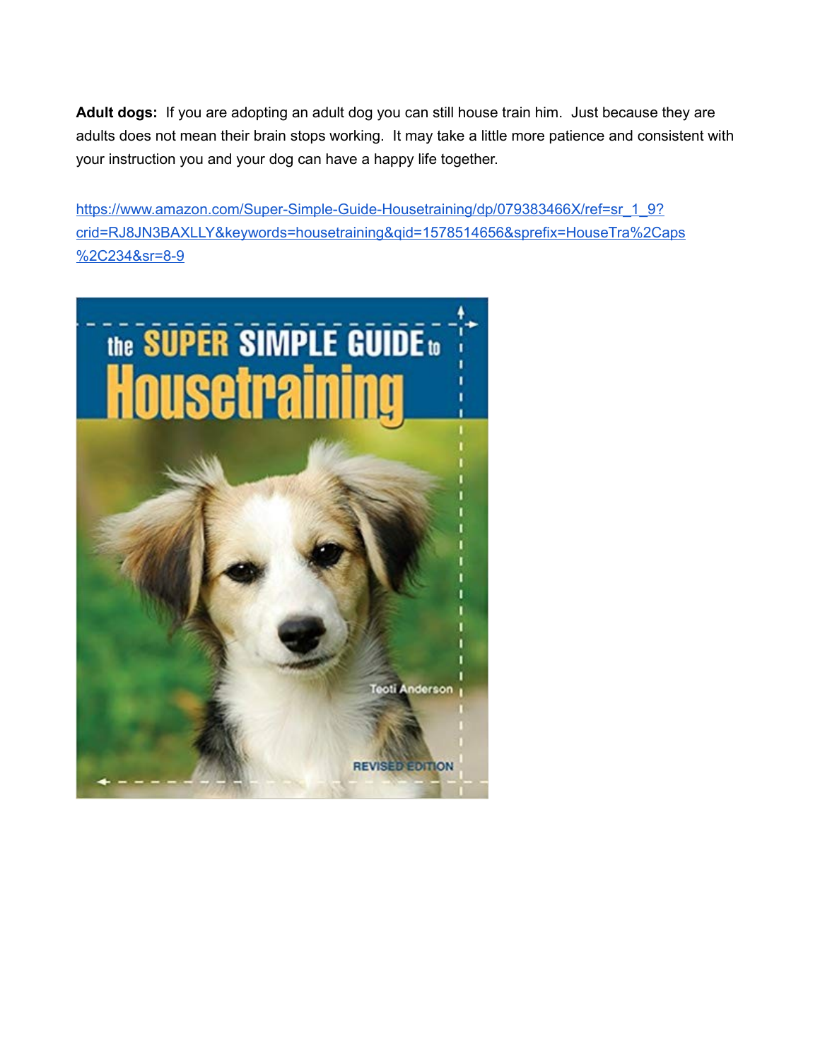**Adult dogs:** If you are adopting an adult dog you can still house train him. Just because they are adults does not mean their brain stops working. It may take a little more patience and consistent with your instruction you and your dog can have a happy life together.

https://www.amazon.com/Super-Simple-Guide-Housetraining/dp/079383466X/ref=sr_1_9?crid=RJ8JN3BAXLLY&keywords=housetraining&qid=1578514656&sprefix=HouseTra%2Caps%2C234&sr=8-9